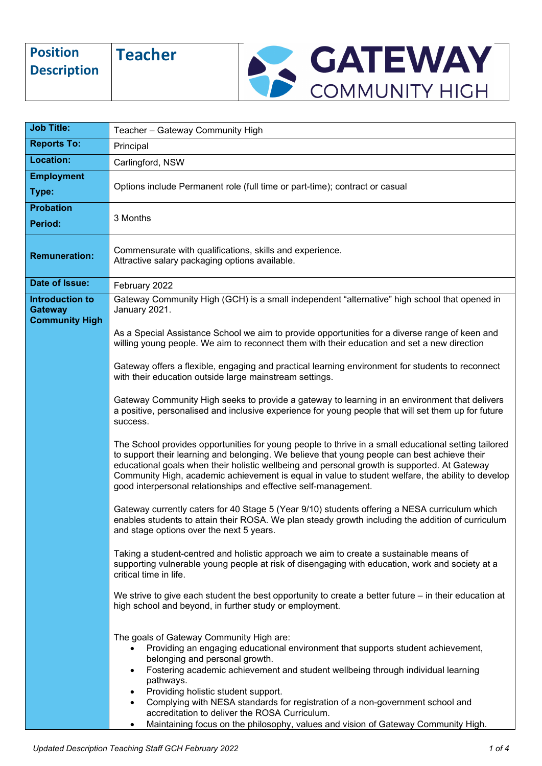| Position Description | Teacher | GATEWAY COMMUNITY HIGH |
|---|---|---|

| | |
|---|---|
| **Job Title:** | Teacher – Gateway Community High |
| **Reports To:** | Principal |
| **Location:** | Carlingford, NSW |
| **Employment Type:** | Options include Permanent role (full time or part-time); contract or casual |
| **Probation Period:** | 3 Months |
| **Remuneration:** | Commensurate with qualifications, skills and experience.<br>Attractive salary packaging options available. |
| **Date of Issue:** | February 2022 |
| **Introduction to Gateway Community High** | Gateway Community High (GCH) is a small independent "alternative" high school that opened in January 2021.<br><br>As a Special Assistance School we aim to provide opportunities for a diverse range of keen and willing young people. We aim to reconnect them with their education and set a new direction<br><br>Gateway offers a flexible, engaging and practical learning environment for students to reconnect with their education outside large mainstream settings.<br><br>Gateway Community High seeks to provide a gateway to learning in an environment that delivers a positive, personalised and inclusive experience for young people that will set them up for future success.<br><br>The School provides opportunities for young people to thrive in a small educational setting tailored to support their learning and belonging. We believe that young people can best achieve their educational goals when their holistic wellbeing and personal growth is supported. At Gateway Community High, academic achievement is equal in value to student welfare, the ability to develop good interpersonal relationships and effective self-management.<br><br>Gateway currently caters for 40 Stage 5 (Year 9/10) students offering a NESA curriculum which enables students to attain their ROSA. We plan steady growth including the addition of curriculum and stage options over the next 5 years.<br><br>Taking a student-centred and holistic approach we aim to create a sustainable means of supporting vulnerable young people at risk of disengaging with education, work and society at a critical time in life.<br><br>We strive to give each student the best opportunity to create a better future – in their education at high school and beyond, in further study or employment.<br><br>The goals of Gateway Community High are:<br>• Providing an engaging educational environment that supports student achievement, belonging and personal growth.<br>• Fostering academic achievement and student wellbeing through individual learning pathways.<br>• Providing holistic student support.<br>• Complying with NESA standards for registration of a non-government school and accreditation to deliver the ROSA Curriculum.<br>• Maintaining focus on the philosophy, values and vision of Gateway Community High. |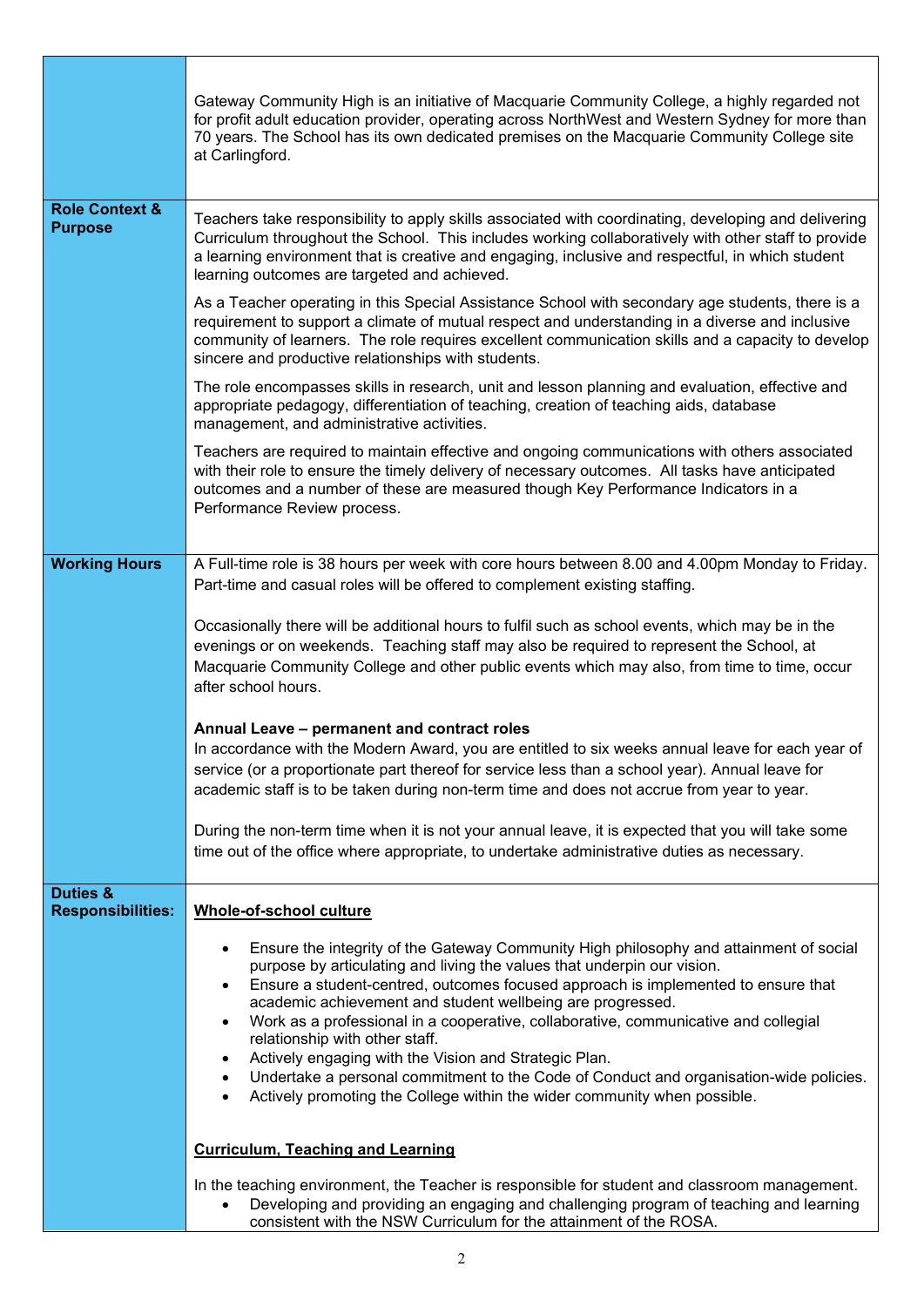| | |
|---|---|
| | Gateway Community High is an initiative of Macquarie Community College, a highly regarded not for profit adult education provider, operating across NorthWest and Western Sydney for more than 70 years. The School has its own dedicated premises on the Macquarie Community College site at Carlingford. |
| **Role Context & Purpose** | Teachers take responsibility to apply skills associated with coordinating, developing and delivering Curriculum throughout the School. This includes working collaboratively with other staff to provide a learning environment that is creative and engaging, inclusive and respectful, in which student learning outcomes are targeted and achieved.<br><br>As a Teacher operating in this Special Assistance School with secondary age students, there is a requirement to support a climate of mutual respect and understanding in a diverse and inclusive community of learners. The role requires excellent communication skills and a capacity to develop sincere and productive relationships with students.<br><br>The role encompasses skills in research, unit and lesson planning and evaluation, effective and appropriate pedagogy, differentiation of teaching, creation of teaching aids, database management, and administrative activities.<br><br>Teachers are required to maintain effective and ongoing communications with others associated with their role to ensure the timely delivery of necessary outcomes. All tasks have anticipated outcomes and a number of these are measured though Key Performance Indicators in a Performance Review process. |
| **Working Hours** | A Full-time role is 38 hours per week with core hours between 8.00 and 4.00pm Monday to Friday. Part-time and casual roles will be offered to complement existing staffing.<br><br>Occasionally there will be additional hours to fulfil such as school events, which may be in the evenings or on weekends. Teaching staff may also be required to represent the School, at Macquarie Community College and other public events which may also, from time to time, occur after school hours.<br><br>**Annual Leave – permanent and contract roles**<br>In accordance with the Modern Award, you are entitled to six weeks annual leave for each year of service (or a proportionate part thereof for service less than a school year). Annual leave for academic staff is to be taken during non-term time and does not accrue from year to year.<br><br>During the non-term time when it is not your annual leave, it is expected that you will take some time out of the office where appropriate, to undertake administrative duties as necessary. |
| **Duties & Responsibilities:** | **<u>Whole-of-school culture</u>**<br><br>• Ensure the integrity of the Gateway Community High philosophy and attainment of social purpose by articulating and living the values that underpin our vision.<br>• Ensure a student-centred, outcomes focused approach is implemented to ensure that academic achievement and student wellbeing are progressed.<br>• Work as a professional in a cooperative, collaborative, communicative and collegial relationship with other staff.<br>• Actively engaging with the Vision and Strategic Plan.<br>• Undertake a personal commitment to the Code of Conduct and organisation-wide policies.<br>• Actively promoting the College within the wider community when possible.<br><br>**<u>Curriculum, Teaching and Learning</u>**<br><br>In the teaching environment, the Teacher is responsible for student and classroom management.<br>• Developing and providing an engaging and challenging program of teaching and learning consistent with the NSW Curriculum for the attainment of the ROSA. |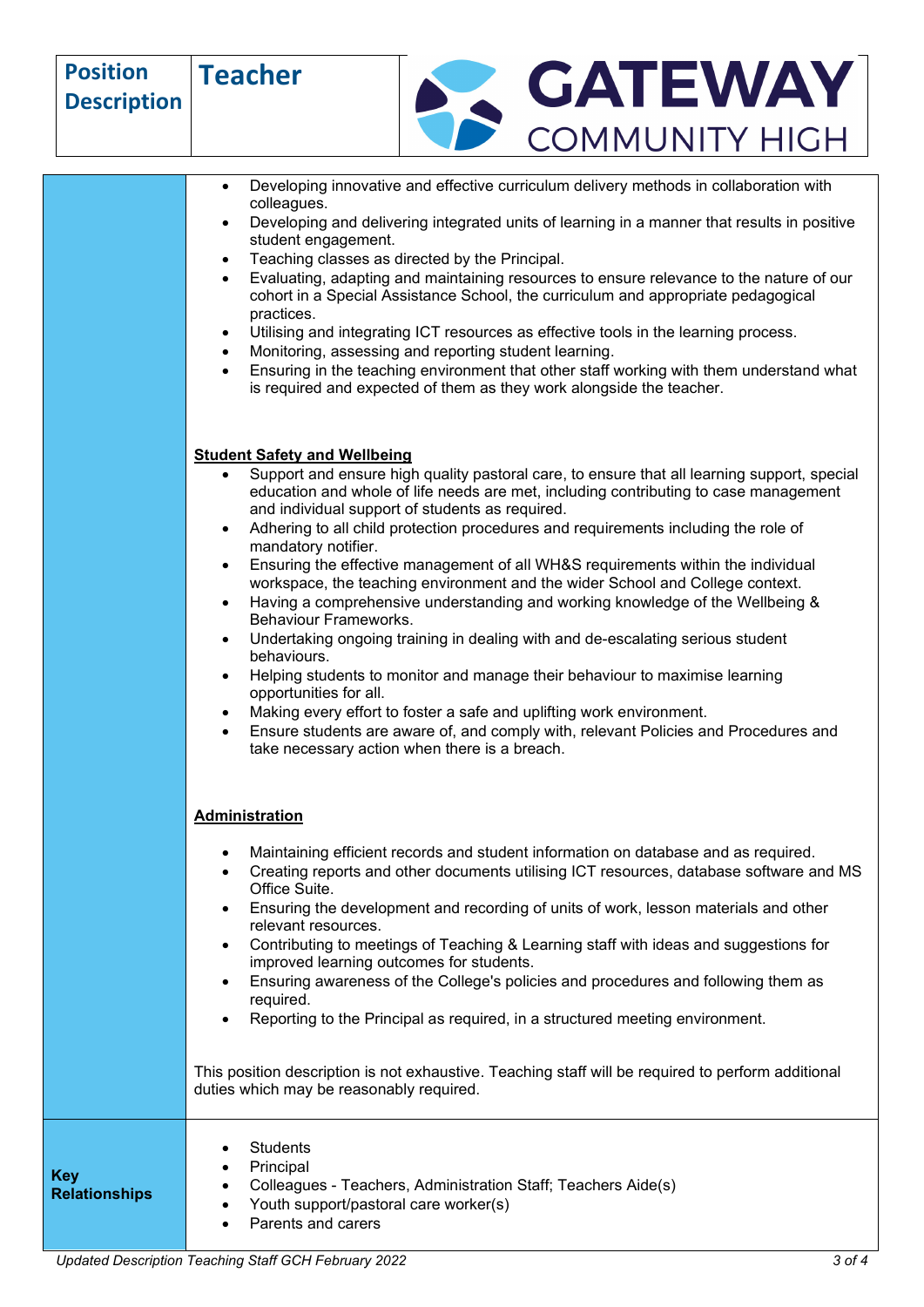| | |
|---|---|
| | • Developing innovative and effective curriculum delivery methods in collaboration with colleagues.<br>• Developing and delivering integrated units of learning in a manner that results in positive student engagement.<br>• Teaching classes as directed by the Principal.<br>• Evaluating, adapting and maintaining resources to ensure relevance to the nature of our cohort in a Special Assistance School, the curriculum and appropriate pedagogical practices.<br>• Utilising and integrating ICT resources as effective tools in the learning process.<br>• Monitoring, assessing and reporting student learning.<br>• Ensuring in the teaching environment that other staff working with them understand what is required and expected of them as they work alongside the teacher.<br><br>**Student Safety and Wellbeing**<br>• Support and ensure high quality pastoral care, to ensure that all learning support, special education and whole of life needs are met, including contributing to case management and individual support of students as required.<br>• Adhering to all child protection procedures and requirements including the role of mandatory notifier.<br>• Ensuring the effective management of all WH&S requirements within the individual workspace, the teaching environment and the wider School and College context.<br>• Having a comprehensive understanding and working knowledge of the Wellbeing & Behaviour Frameworks.<br>• Undertaking ongoing training in dealing with and de-escalating serious student behaviours.<br>• Helping students to monitor and manage their behaviour to maximise learning opportunities for all.<br>• Making every effort to foster a safe and uplifting work environment.<br>• Ensure students are aware of, and comply with, relevant Policies and Procedures and take necessary action when there is a breach.<br><br>**Administration**<br>• Maintaining efficient records and student information on database and as required.<br>• Creating reports and other documents utilising ICT resources, database software and MS Office Suite.<br>• Ensuring the development and recording of units of work, lesson materials and other relevant resources.<br>• Contributing to meetings of Teaching & Learning staff with ideas and suggestions for improved learning outcomes for students.<br>• Ensuring awareness of the College's policies and procedures and following them as required.<br>• Reporting to the Principal as required, in a structured meeting environment.<br><br>This position description is not exhaustive. Teaching staff will be required to perform additional duties which may be reasonably required. |
| **Key Relationships** | • Students<br>• Principal<br>• Colleagues - Teachers, Administration Staff; Teachers Aide(s)<br>• Youth support/pastoral care worker(s)<br>• Parents and carers |

*Updated Description Teaching Staff GCH February 2022*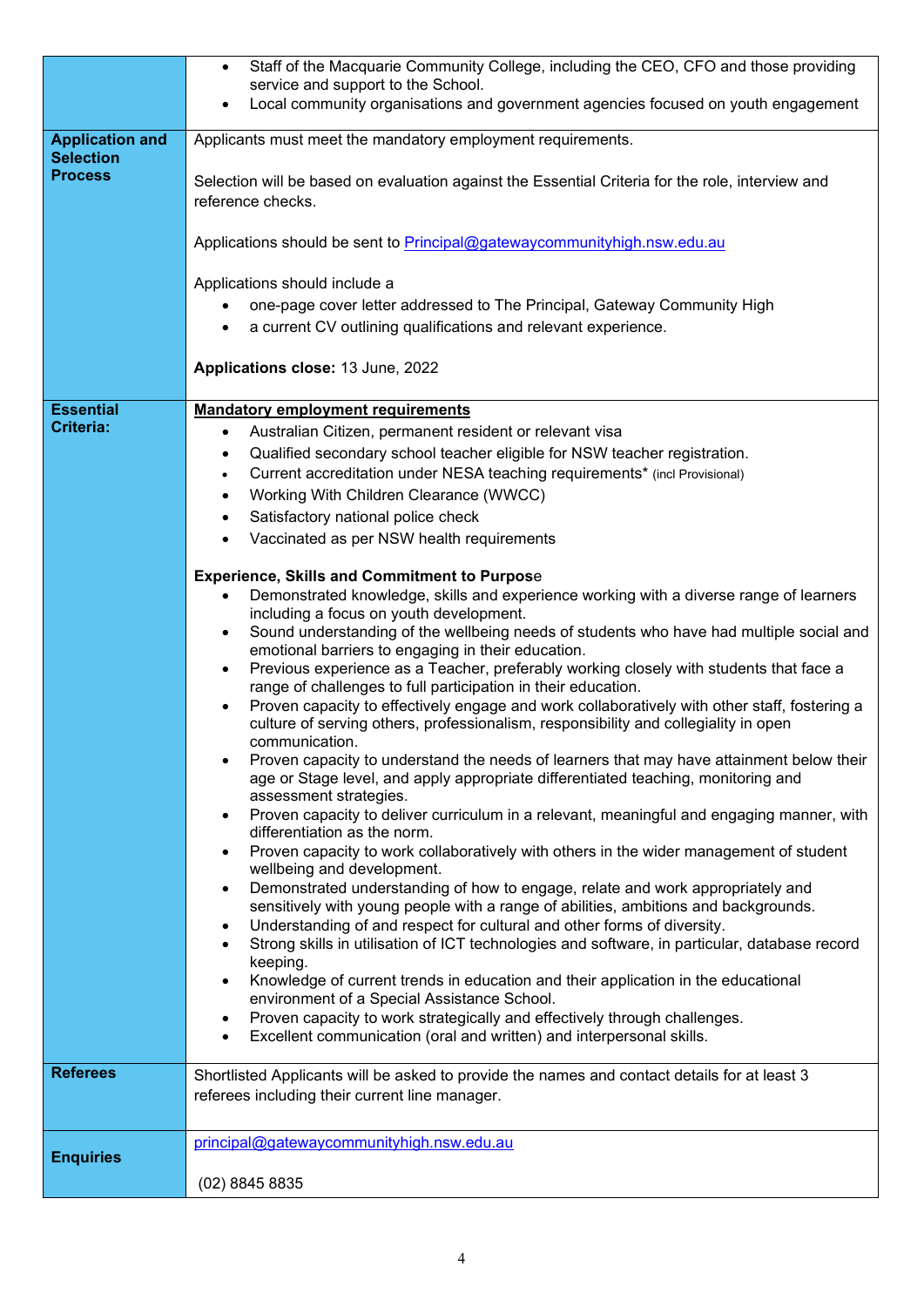| | |
|---|---|
| | • Staff of the Macquarie Community College, including the CEO, CFO and those providing service and support to the School.<br>• Local community organisations and government agencies focused on youth engagement |
| **Application and Selection Process** | Applicants must meet the mandatory employment requirements.<br><br>Selection will be based on evaluation against the Essential Criteria for the role, interview and reference checks.<br><br>Applications should be sent to Principal@gatewaycommunityhigh.nsw.edu.au<br><br>Applications should include a<br>• one-page cover letter addressed to The Principal, Gateway Community High<br>• a current CV outlining qualifications and relevant experience.<br><br>**Applications close:** 13 June, 2022 |
| **Essential Criteria:** | **Mandatory employment requirements**<br>• Australian Citizen, permanent resident or relevant visa<br>• Qualified secondary school teacher eligible for NSW teacher registration.<br>• Current accreditation under NESA teaching requirements* (incl Provisional)<br>• Working With Children Clearance (WWCC)<br>• Satisfactory national police check<br>• Vaccinated as per NSW health requirements<br><br>**Experience, Skills and Commitment to Purpose**<br>• Demonstrated knowledge, skills and experience working with a diverse range of learners including a focus on youth development.<br>• Sound understanding of the wellbeing needs of students who have had multiple social and emotional barriers to engaging in their education.<br>• Previous experience as a Teacher, preferably working closely with students that face a range of challenges to full participation in their education.<br>• Proven capacity to effectively engage and work collaboratively with other staff, fostering a culture of serving others, professionalism, responsibility and collegiality in open communication.<br>• Proven capacity to understand the needs of learners that may have attainment below their age or Stage level, and apply appropriate differentiated teaching, monitoring and assessment strategies.<br>• Proven capacity to deliver curriculum in a relevant, meaningful and engaging manner, with differentiation as the norm.<br>• Proven capacity to work collaboratively with others in the wider management of student wellbeing and development.<br>• Demonstrated understanding of how to engage, relate and work appropriately and sensitively with young people with a range of abilities, ambitions and backgrounds.<br>• Understanding of and respect for cultural and other forms of diversity.<br>• Strong skills in utilisation of ICT technologies and software, in particular, database record keeping.<br>• Knowledge of current trends in education and their application in the educational environment of a Special Assistance School.<br>• Proven capacity to work strategically and effectively through challenges.<br>• Excellent communication (oral and written) and interpersonal skills. |
| **Referees** | Shortlisted Applicants will be asked to provide the names and contact details for at least 3 referees including their current line manager. |
| **Enquiries** | principal@gatewaycommunityhigh.nsw.edu.au<br><br>(02) 8845 8835 |